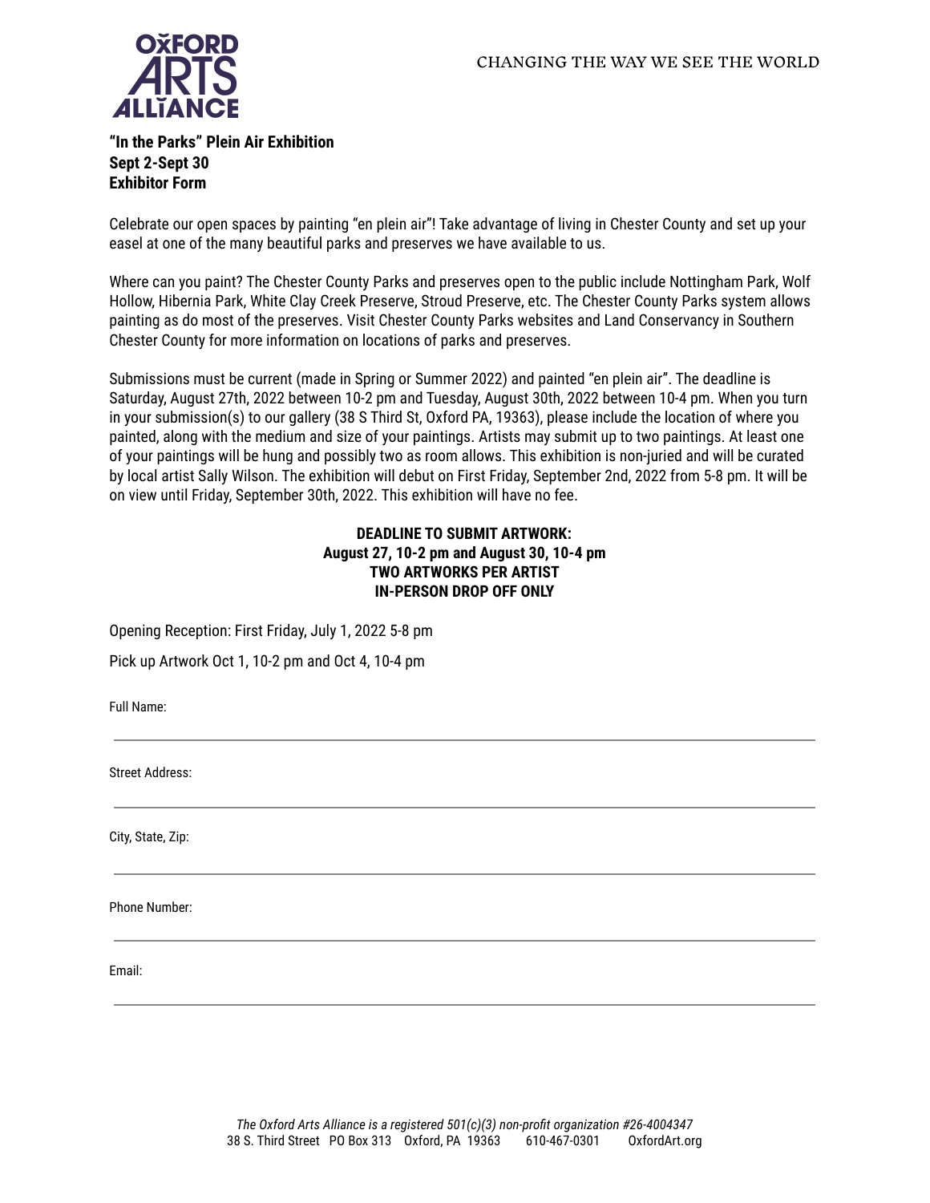OXFORD ARTS ALLIANCE

CHANGING THE WAY WE SEE THE WORLD

**"In the Parks" Plein Air Exhibition**
**Sept 2-Sept 30**
**Exhibitor Form**

Celebrate our open spaces by painting "en plein air"! Take advantage of living in Chester County and set up your easel at one of the many beautiful parks and preserves we have available to us.

Where can you paint? The Chester County Parks and preserves open to the public include Nottingham Park, Wolf Hollow, Hibernia Park, White Clay Creek Preserve, Stroud Preserve, etc. The Chester County Parks system allows painting as do most of the preserves. Visit Chester County Parks websites and Land Conservancy in Southern Chester County for more information on locations of parks and preserves.

Submissions must be current (made in Spring or Summer 2022) and painted "en plein air". The deadline is Saturday, August 27th, 2022 between 10-2 pm and Tuesday, August 30th, 2022 between 10-4 pm. When you turn in your submission(s) to our gallery (38 S Third St, Oxford PA, 19363), please include the location of where you painted, along with the medium and size of your paintings. Artists may submit up to two paintings. At least one of your paintings will be hung and possibly two as room allows. This exhibition is non-juried and will be curated by local artist Sally Wilson. The exhibition will debut on First Friday, September 2nd, 2022 from 5-8 pm. It will be on view until Friday, September 30th, 2022. This exhibition will have no fee.

**DEADLINE TO SUBMIT ARTWORK:**
**August 27, 10-2 pm and August 30, 10-4 pm**
**TWO ARTWORKS PER ARTIST**
**IN-PERSON DROP OFF ONLY**

Opening Reception: First Friday, July 1, 2022 5-8 pm

Pick up Artwork Oct 1, 10-2 pm and Oct 4, 10-4 pm

Full Name:

Street Address:

City, State, Zip:

Phone Number:

Email:

*The Oxford Arts Alliance is a registered 501(c)(3) non-profit organization #26-4004347*
38 S. Third Street PO Box 313 Oxford, PA 19363 610-467-0301 OxfordArt.org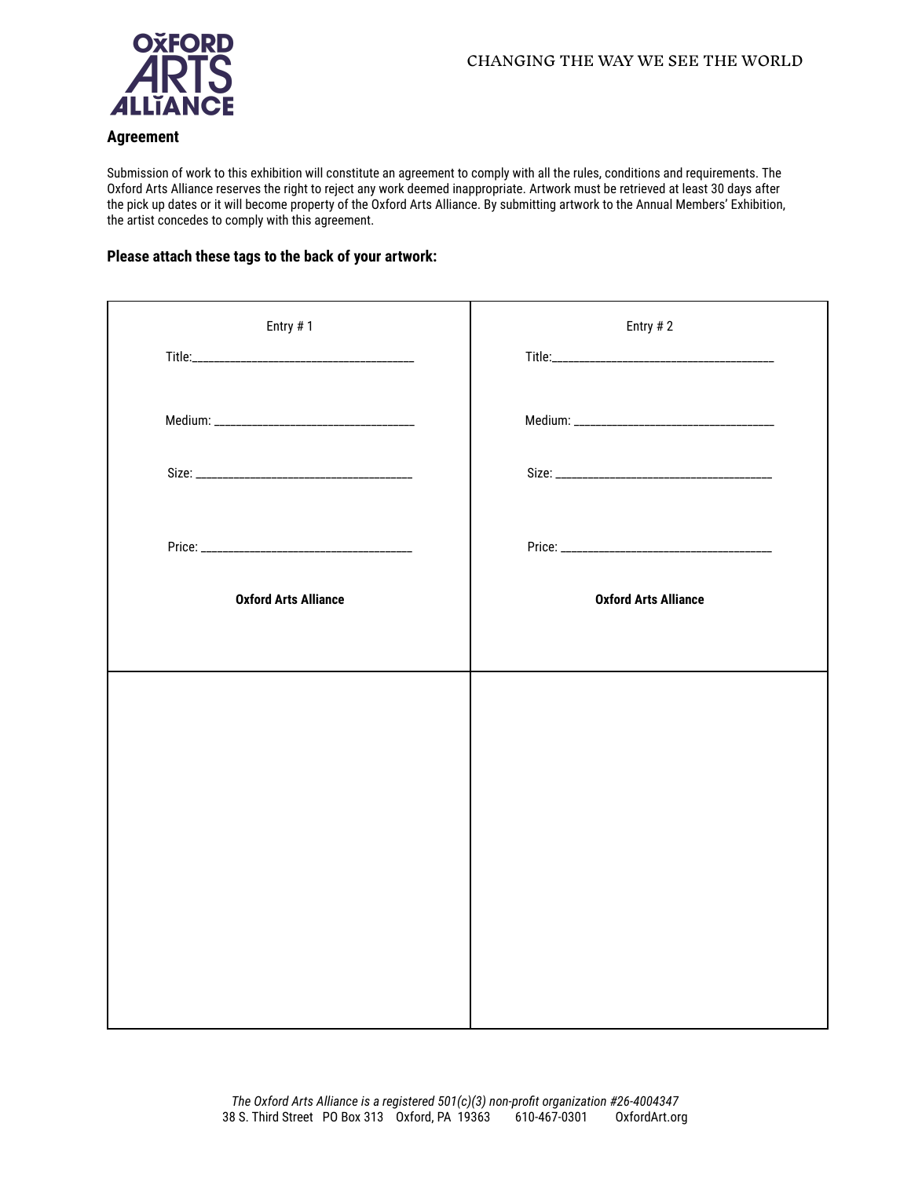**Agreement**

Submission of work to this exhibition will constitute an agreement to comply with all the rules, conditions and requirements. The Oxford Arts Alliance reserves the right to reject any work deemed inappropriate. Artwork must be retrieved at least 30 days after the pick up dates or it will become property of the Oxford Arts Alliance. By submitting artwork to the Annual Members' Exhibition, the artist concedes to comply with this agreement.

**Please attach these tags to the back of your artwork:**

| | |
|---|---|
| Entry # 1<br><br>Title:_______________________________________<br><br>Medium: __________________________________<br><br>Size: ______________________________________<br><br>Price: _____________________________________<br><br>**Oxford Arts Alliance** | Entry # 2<br><br>Title:_______________________________________<br><br>Medium: __________________________________<br><br>Size: ______________________________________<br><br>Price: _____________________________________<br><br>**Oxford Arts Alliance** |
| | |

*The Oxford Arts Alliance is a registered 501(c)(3) non-profit organization #26-4004347*
38 S. Third Street PO Box 313 Oxford, PA 19363 610-467-0301 OxfordArt.org